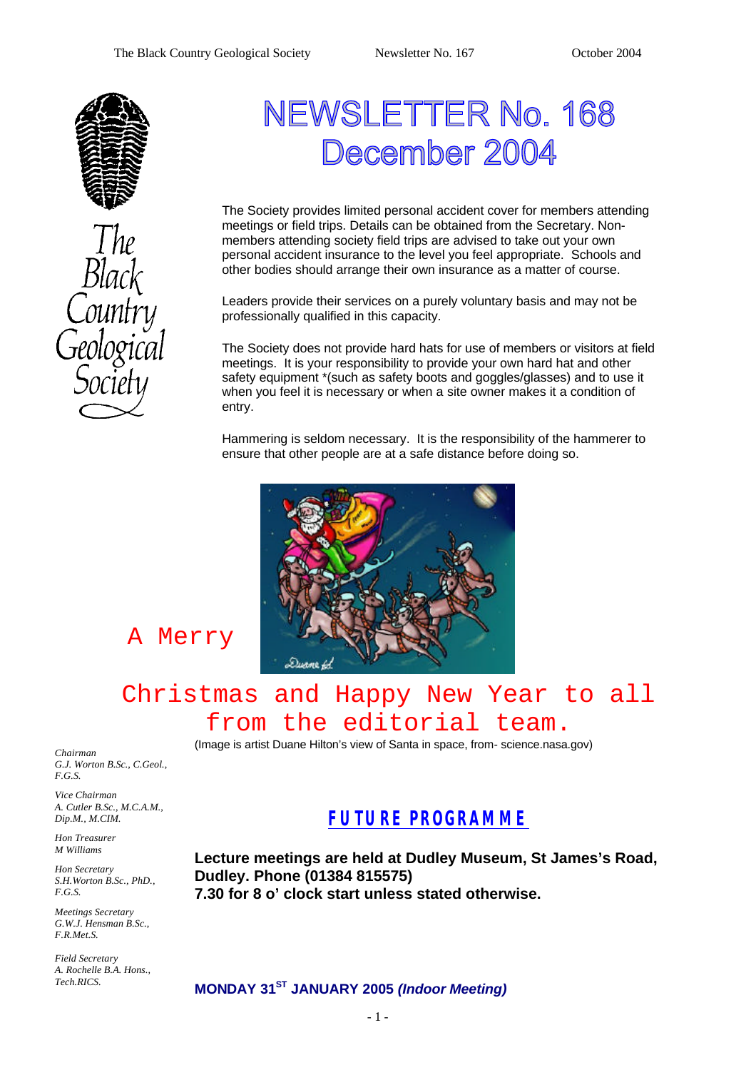# NEWSLETTER No. 168
# December 2004

The Black Country Geological Society

The Society provides limited personal accident cover for members attending meetings or field trips. Details can be obtained from the Secretary. Non-members attending society field trips are advised to take out your own personal accident insurance to the level you feel appropriate. Schools and other bodies should arrange their own insurance as a matter of course.

Leaders provide their services on a purely voluntary basis and may not be professionally qualified in this capacity.

The Society does not provide hard hats for use of members or visitors at field meetings. It is your responsibility to provide your own hard hat and other safety equipment *(such as safety boots and goggles/glasses) and to use it when you feel it is necessary or when a site owner makes it a condition of entry.

Hammering is seldom necessary. It is the responsibility of the hammerer to ensure that other people are at a safe distance before doing so.

A Merry Christmas and Happy New Year to all from the editorial team.

(Image is artist Duane Hilton's view of Santa in space, from- science.nasa.gov)

*Chairman*
*G.J. Worton B.Sc., C.Geol., F.G.S.*

*Vice Chairman*
*A. Cutler B.Sc., M.C.A.M., Dip.M., M.CIM.*

*Hon Treasurer*
*M Williams*

*Hon Secretary*
*S.H.Worton B.Sc., PhD., F.G.S.*

*Meetings Secretary*
*G.W.J. Hensman B.Sc., F.R.Met.S.*

*Field Secretary*
*A. Rochelle B.A. Hons., Tech.RICS.*

## FUTURE PROGRAMME

**Lecture meetings are held at Dudley Museum, St James's Road, Dudley. Phone (01384 815575)**
**7.30 for 8 o' clock start unless stated otherwise.**

**MONDAY 31ST JANUARY 2005 *(Indoor Meeting)***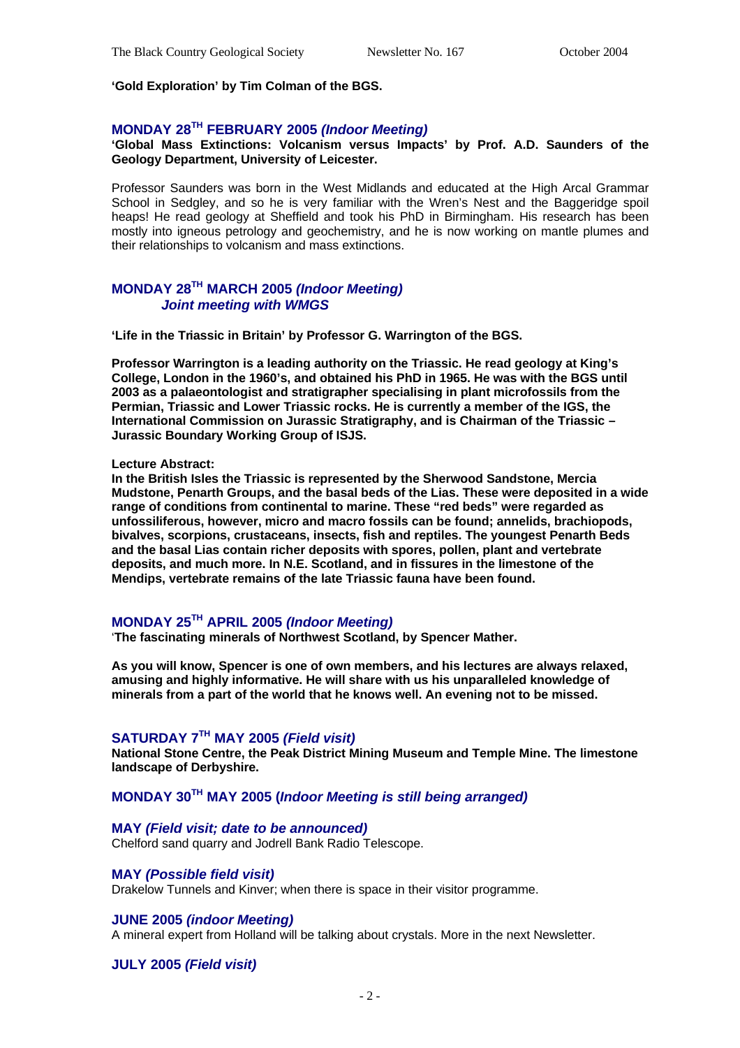**'Gold Exploration' by Tim Colman of the BGS.**

### MONDAY 28TH FEBRUARY 2005 *(Indoor Meeting)*

**'Global Mass Extinctions: Volcanism versus Impacts' by Prof. A.D. Saunders of the Geology Department, University of Leicester.**

Professor Saunders was born in the West Midlands and educated at the High Arcal Grammar School in Sedgley, and so he is very familiar with the Wren's Nest and the Baggeridge spoil heaps! He read geology at Sheffield and took his PhD in Birmingham. His research has been mostly into igneous petrology and geochemistry, and he is now working on mantle plumes and their relationships to volcanism and mass extinctions.

### MONDAY 28TH MARCH 2005 *(Indoor Meeting)*
### *Joint meeting with WMGS*

**'Life in the Triassic in Britain' by Professor G. Warrington of the BGS.**

**Professor Warrington is a leading authority on the Triassic. He read geology at King's College, London in the 1960's, and obtained his PhD in 1965. He was with the BGS until 2003 as a palaeontologist and stratigrapher specialising in plant microfossils from the Permian, Triassic and Lower Triassic rocks. He is currently a member of the IGS, the International Commission on Jurassic Stratigraphy, and is Chairman of the Triassic – Jurassic Boundary Working Group of ISJS.**

**Lecture Abstract:**
**In the British Isles the Triassic is represented by the Sherwood Sandstone, Mercia Mudstone, Penarth Groups, and the basal beds of the Lias. These were deposited in a wide range of conditions from continental to marine. These "red beds" were regarded as unfossiliferous, however, micro and macro fossils can be found; annelids, brachiopods, bivalves, scorpions, crustaceans, insects, fish and reptiles. The youngest Penarth Beds and the basal Lias contain richer deposits with spores, pollen, plant and vertebrate deposits, and much more. In N.E. Scotland, and in fissures in the limestone of the Mendips, vertebrate remains of the late Triassic fauna have been found.**

### MONDAY 25TH APRIL 2005 *(Indoor Meeting)*

'**The fascinating minerals of Northwest Scotland, by Spencer Mather.**

**As you will know, Spencer is one of own members, and his lectures are always relaxed, amusing and highly informative. He will share with us his unparalleled knowledge of minerals from a part of the world that he knows well. An evening not to be missed.**

### SATURDAY 7TH MAY 2005 *(Field visit)*

**National Stone Centre, the Peak District Mining Museum and Temple Mine. The limestone landscape of Derbyshire.**

### MONDAY 30TH MAY 2005 (*Indoor Meeting is still being arranged)*

### MAY *(Field visit; date to be announced)*

Chelford sand quarry and Jodrell Bank Radio Telescope.

### MAY *(Possible field visit)*

Drakelow Tunnels and Kinver; when there is space in their visitor programme.

### JUNE 2005 *(indoor Meeting)*

A mineral expert from Holland will be talking about crystals. More in the next Newsletter.

### JULY 2005 *(Field visit)*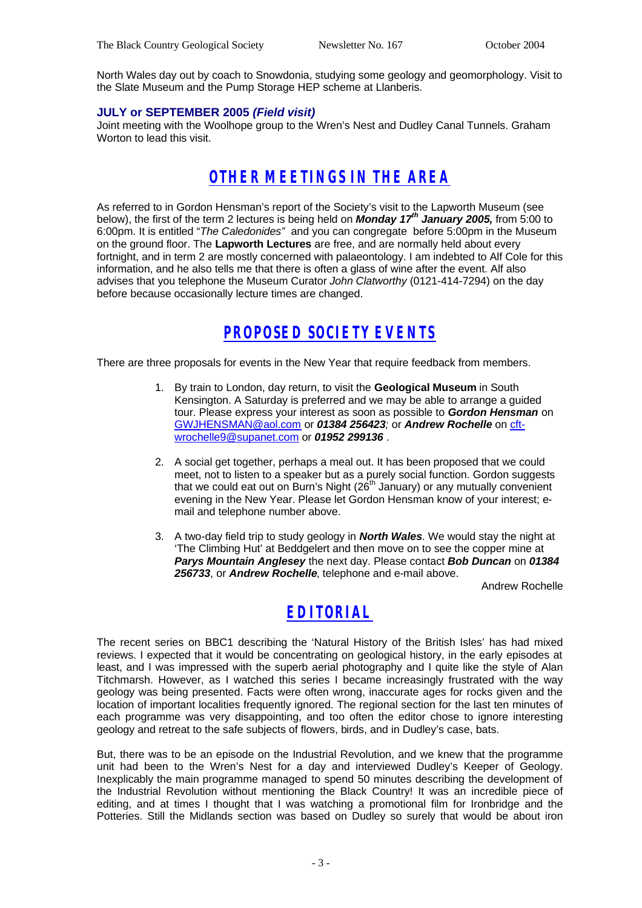North Wales day out by coach to Snowdonia, studying some geology and geomorphology. Visit to the Slate Museum and the Pump Storage HEP scheme at Llanberis.

**JULY or SEPTEMBER 2005** ***(Field visit)***

Joint meeting with the Woolhope group to the Wren's Nest and Dudley Canal Tunnels. Graham Worton to lead this visit.

## OTHER MEETINGS IN THE AREA

As referred to in Gordon Hensman's report of the Society's visit to the Lapworth Museum (see below), the first of the term 2 lectures is being held on ***Monday 17th January 2005,*** from 5:00 to 6:00pm. It is entitled "*The Caledonides*" and you can congregate before 5:00pm in the Museum on the ground floor. The **Lapworth Lectures** are free, and are normally held about every fortnight, and in term 2 are mostly concerned with palaeontology. I am indebted to Alf Cole for this information, and he also tells me that there is often a glass of wine after the event. Alf also advises that you telephone the Museum Curator *John Clatworthy* (0121-414-7294) on the day before because occasionally lecture times are changed.

## PROPOSED SOCIETY EVENTS

There are three proposals for events in the New Year that require feedback from members.

1. By train to London, day return, to visit the **Geological Museum** in South Kensington. A Saturday is preferred and we may be able to arrange a guided tour. Please express your interest as soon as possible to ***Gordon Hensman*** on GWJHENSMAN@aol.com or ***01384 256423***; or ***Andrew Rochelle*** on cft-wrochelle9@supanet.com or ***01952 299136*** .

2. A social get together, perhaps a meal out. It has been proposed that we could meet, not to listen to a speaker but as a purely social function. Gordon suggests that we could eat out on Burn's Night (26th January) or any mutually convenient evening in the New Year. Please let Gordon Hensman know of your interest; e-mail and telephone number above.

3. A two-day field trip to study geology in ***North Wales***. We would stay the night at 'The Climbing Hut' at Beddgelert and then move on to see the copper mine at ***Parys Mountain Anglesey*** the next day. Please contact ***Bob Duncan*** on ***01384 256733***, or ***Andrew Rochelle***, telephone and e-mail above.

Andrew Rochelle

## EDITORIAL

The recent series on BBC1 describing the 'Natural History of the British Isles' has had mixed reviews. I expected that it would be concentrating on geological history, in the early episodes at least, and I was impressed with the superb aerial photography and I quite like the style of Alan Titchmarsh. However, as I watched this series I became increasingly frustrated with the way geology was being presented. Facts were often wrong, inaccurate ages for rocks given and the location of important localities frequently ignored. The regional section for the last ten minutes of each programme was very disappointing, and too often the editor chose to ignore interesting geology and retreat to the safe subjects of flowers, birds, and in Dudley's case, bats.

But, there was to be an episode on the Industrial Revolution, and we knew that the programme unit had been to the Wren's Nest for a day and interviewed Dudley's Keeper of Geology. Inexplicably the main programme managed to spend 50 minutes describing the development of the Industrial Revolution without mentioning the Black Country! It was an incredible piece of editing, and at times I thought that I was watching a promotional film for Ironbridge and the Potteries. Still the Midlands section was based on Dudley so surely that would be about iron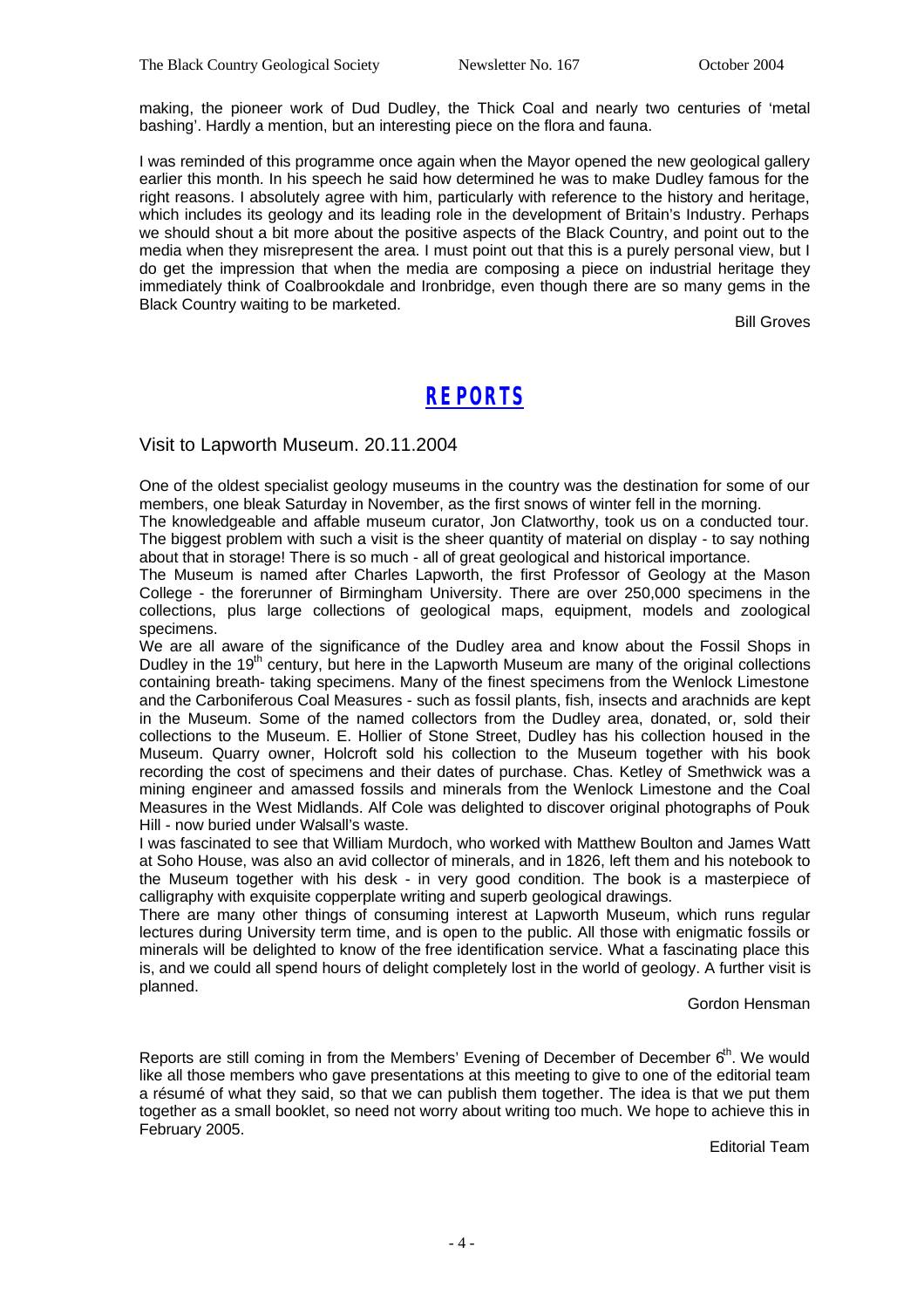making, the pioneer work of Dud Dudley, the Thick Coal and nearly two centuries of 'metal bashing'. Hardly a mention, but an interesting piece on the flora and fauna.

I was reminded of this programme once again when the Mayor opened the new geological gallery earlier this month. In his speech he said how determined he was to make Dudley famous for the right reasons. I absolutely agree with him, particularly with reference to the history and heritage, which includes its geology and its leading role in the development of Britain's Industry. Perhaps we should shout a bit more about the positive aspects of the Black Country, and point out to the media when they misrepresent the area. I must point out that this is a purely personal view, but I do get the impression that when the media are composing a piece on industrial heritage they immediately think of Coalbrookdale and Ironbridge, even though there are so many gems in the Black Country waiting to be marketed.

Bill Groves

# REPORTS

## Visit to Lapworth Museum. 20.11.2004

One of the oldest specialist geology museums in the country was the destination for some of our members, one bleak Saturday in November, as the first snows of winter fell in the morning.
The knowledgeable and affable museum curator, Jon Clatworthy, took us on a conducted tour. The biggest problem with such a visit is the sheer quantity of material on display - to say nothing about that in storage! There is so much - all of great geological and historical importance.
The Museum is named after Charles Lapworth, the first Professor of Geology at the Mason College - the forerunner of Birmingham University. There are over 250,000 specimens in the collections, plus large collections of geological maps, equipment, models and zoological specimens.
We are all aware of the significance of the Dudley area and know about the Fossil Shops in Dudley in the 19th century, but here in the Lapworth Museum are many of the original collections containing breath- taking specimens. Many of the finest specimens from the Wenlock Limestone and the Carboniferous Coal Measures - such as fossil plants, fish, insects and arachnids are kept in the Museum. Some of the named collectors from the Dudley area, donated, or, sold their collections to the Museum. E. Hollier of Stone Street, Dudley has his collection housed in the Museum. Quarry owner, Holcroft sold his collection to the Museum together with his book recording the cost of specimens and their dates of purchase. Chas. Ketley of Smethwick was a mining engineer and amassed fossils and minerals from the Wenlock Limestone and the Coal Measures in the West Midlands. Alf Cole was delighted to discover original photographs of Pouk Hill - now buried under Walsall's waste.
I was fascinated to see that William Murdoch, who worked with Matthew Boulton and James Watt at Soho House, was also an avid collector of minerals, and in 1826, left them and his notebook to the Museum together with his desk - in very good condition. The book is a masterpiece of calligraphy with exquisite copperplate writing and superb geological drawings.
There are many other things of consuming interest at Lapworth Museum, which runs regular lectures during University term time, and is open to the public. All those with enigmatic fossils or minerals will be delighted to know of the free identification service. What a fascinating place this is, and we could all spend hours of delight completely lost in the world of geology. A further visit is planned.

Gordon Hensman

Reports are still coming in from the Members' Evening of December of December 6th. We would like all those members who gave presentations at this meeting to give to one of the editorial team a résumé of what they said, so that we can publish them together. The idea is that we put them together as a small booklet, so need not worry about writing too much. We hope to achieve this in February 2005.

Editorial Team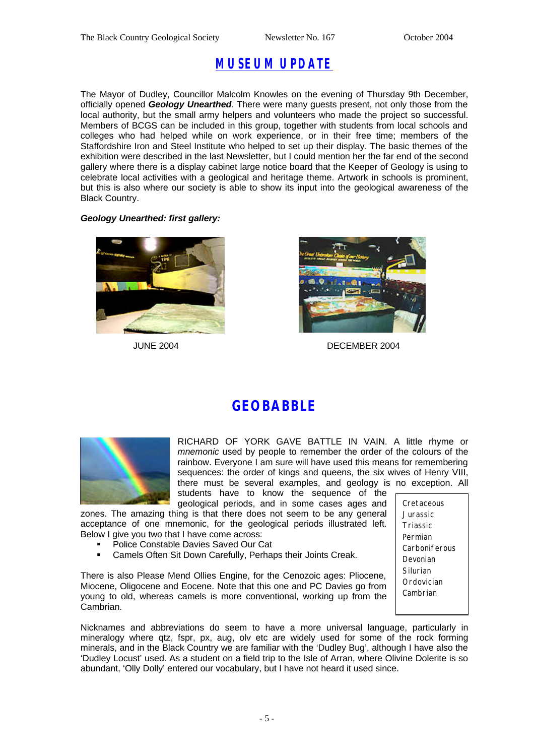## MUSEUM UPDATE

The Mayor of Dudley, Councillor Malcolm Knowles on the evening of Thursday 9th December, officially opened ***Geology Unearthed***. There were many guests present, not only those from the local authority, but the small army helpers and volunteers who made the project so successful. Members of BCGS can be included in this group, together with students from local schools and colleges who had helped while on work experience, or in their free time; members of the Staffordshire Iron and Steel Institute who helped to set up their display. The basic themes of the exhibition were described in the last Newsletter, but I could mention her the far end of the second gallery where there is a display cabinet large notice board that the Keeper of Geology is using to celebrate local activities with a geological and heritage theme. Artwork in schools is prominent, but this is also where our society is able to show its input into the geological awareness of the Black Country.

***Geology Unearthed: first gallery:***

JUNE 2004

DECEMBER 2004

## GEOBABBLE

RICHARD OF YORK GAVE BATTLE IN VAIN. A little rhyme or *mnemonic* used by people to remember the order of the colours of the rainbow. Everyone I am sure will have used this means for remembering sequences: the order of kings and queens, the six wives of Henry VIII, there must be several examples, and geology is no exception. All students have to know the sequence of the geological periods, and in some cases ages and zones. The amazing thing is that there does not seem to be any general acceptance of one mnemonic, for the geological periods illustrated left. Below I give you two that I have come across:

- Police Constable Davies Saved Our Cat
- Camels Often Sit Down Carefully, Perhaps their Joints Creak.

Cretaceous
Jurassic
Triassic
Permian
Carboniferous
Devonian
Silurian
Ordovician
Cambrian

There is also Please Mend Ollies Engine, for the Cenozoic ages: Pliocene, Miocene, Oligocene and Eocene. Note that this one and PC Davies go from young to old, whereas camels is more conventional, working up from the Cambrian.

Nicknames and abbreviations do seem to have a more universal language, particularly in mineralogy where qtz, fspr, px, aug, olv etc are widely used for some of the rock forming minerals, and in the Black Country we are familiar with the 'Dudley Bug', although I have also the 'Dudley Locust' used. As a student on a field trip to the Isle of Arran, where Olivine Dolerite is so abundant, 'Olly Dolly' entered our vocabulary, but I have not heard it used since.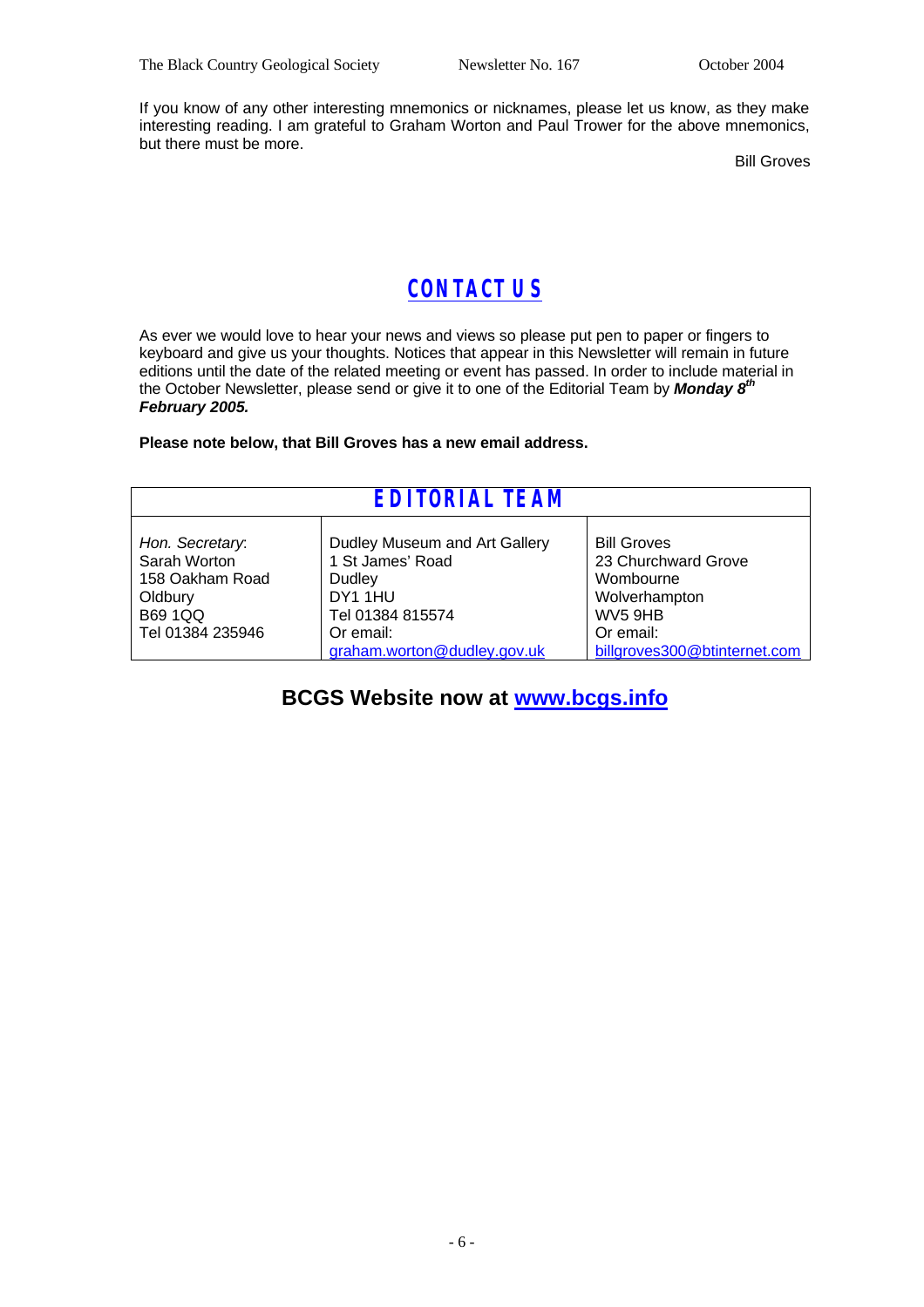If you know of any other interesting mnemonics or nicknames, please let us know, as they make interesting reading. I am grateful to Graham Worton and Paul Trower for the above mnemonics, but there must be more.

Bill Groves

## CONTACT US

As ever we would love to hear your news and views so please put pen to paper or fingers to keyboard and give us your thoughts. Notices that appear in this Newsletter will remain in future editions until the date of the related meeting or event has passed. In order to include material in the October Newsletter, please send or give it to one of the Editorial Team by ***Monday 8th February 2005.***

**Please note below, that Bill Groves has a new email address.**

| EDITORIAL TEAM | | |
|---|---|---|
| *Hon. Secretary*:<br>Sarah Worton<br>158 Oakham Road<br>Oldbury<br>B69 1QQ<br>Tel 01384 235946 | Dudley Museum and Art Gallery<br>1 St James' Road<br>Dudley<br>DY1 1HU<br>Tel 01384 815574<br>Or email:<br>graham.worton@dudley.gov.uk | Bill Groves<br>23 Churchward Grove<br>Wombourne<br>Wolverhampton<br>WV5 9HB<br>Or email:<br>billgroves300@btinternet.com |

## BCGS Website now at www.bcgs.info